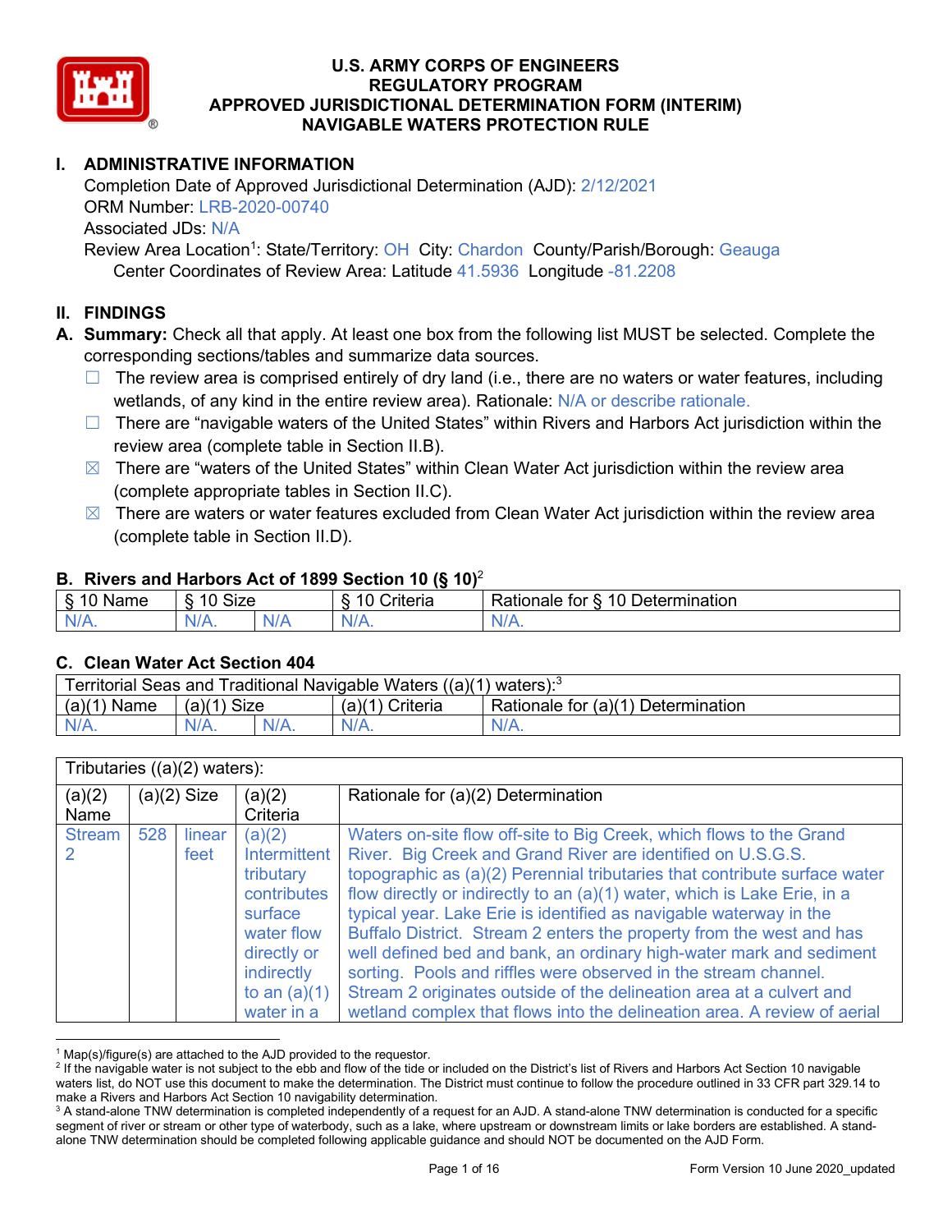# U.S. ARMY CORPS OF ENGINEERS
## REGULATORY PROGRAM
## APPROVED JURISDICTIONAL DETERMINATION FORM (INTERIM)
## NAVIGABLE WATERS PROTECTION RULE

## I. ADMINISTRATIVE INFORMATION

Completion Date of Approved Jurisdictional Determination (AJD): 2/12/2021
ORM Number: LRB-2020-00740
Associated JDs: N/A
Review Area Location[1]: State/Territory: OH City: Chardon County/Parish/Borough: Geauga
Center Coordinates of Review Area: Latitude 41.5936 Longitude -81.2208

## II. FINDINGS

**A. Summary:** Check all that apply. At least one box from the following list MUST be selected. Complete the corresponding sections/tables and summarize data sources.

- ☐ The review area is comprised entirely of dry land (i.e., there are no waters or water features, including wetlands, of any kind in the entire review area). Rationale: N/A or describe rationale.
- ☐ There are "navigable waters of the United States" within Rivers and Harbors Act jurisdiction within the review area (complete table in Section II.B).
- ☒ There are "waters of the United States" within Clean Water Act jurisdiction within the review area (complete appropriate tables in Section II.C).
- ☒ There are waters or water features excluded from Clean Water Act jurisdiction within the review area (complete table in Section II.D).

### B. Rivers and Harbors Act of 1899 Section 10 (§ 10)[2]

| § 10 Name | § 10 Size | | § 10 Criteria | Rationale for § 10 Determination |
|---|---|---|---|---|
| N/A. | N/A. | N/A | N/A. | N/A. |

### C. Clean Water Act Section 404

| Territorial Seas and Traditional Navigable Waters ((a)(1) waters):[3] | | | | |
|---|---|---|---|---|
| (a)(1) Name | (a)(1) Size | | (a)(1) Criteria | Rationale for (a)(1) Determination |
| N/A. | N/A. | N/A. | N/A. | N/A. |

| Tributaries ((a)(2) waters): | | | | |
|---|---|---|---|---|
| (a)(2) Name | (a)(2) Size | | (a)(2) Criteria | Rationale for (a)(2) Determination |
| Stream 2 | 528 | linear feet | (a)(2) Intermittent tributary contributes surface water flow directly or indirectly to an (a)(1) water in a | Waters on-site flow off-site to Big Creek, which flows to the Grand River. Big Creek and Grand River are identified on U.S.G.S. topographic as (a)(2) Perennial tributaries that contribute surface water flow directly or indirectly to an (a)(1) water, which is Lake Erie, in a typical year. Lake Erie is identified as navigable waterway in the Buffalo District. Stream 2 enters the property from the west and has well defined bed and bank, an ordinary high-water mark and sediment sorting. Pools and riffles were observed in the stream channel. Stream 2 originates outside of the delineation area at a culvert and wetland complex that flows into the delineation area. A review of aerial |

[1] Map(s)/figure(s) are attached to the AJD provided to the requestor.
[2] If the navigable water is not subject to the ebb and flow of the tide or included on the District's list of Rivers and Harbors Act Section 10 navigable waters list, do NOT use this document to make the determination. The District must continue to follow the procedure outlined in 33 CFR part 329.14 to make a Rivers and Harbors Act Section 10 navigability determination.
[3] A stand-alone TNW determination is completed independently of a request for an AJD. A stand-alone TNW determination is conducted for a specific segment of river or stream or other type of waterbody, such as a lake, where upstream or downstream limits or lake borders are established. A stand-alone TNW determination should be completed following applicable guidance and should NOT be documented on the AJD Form.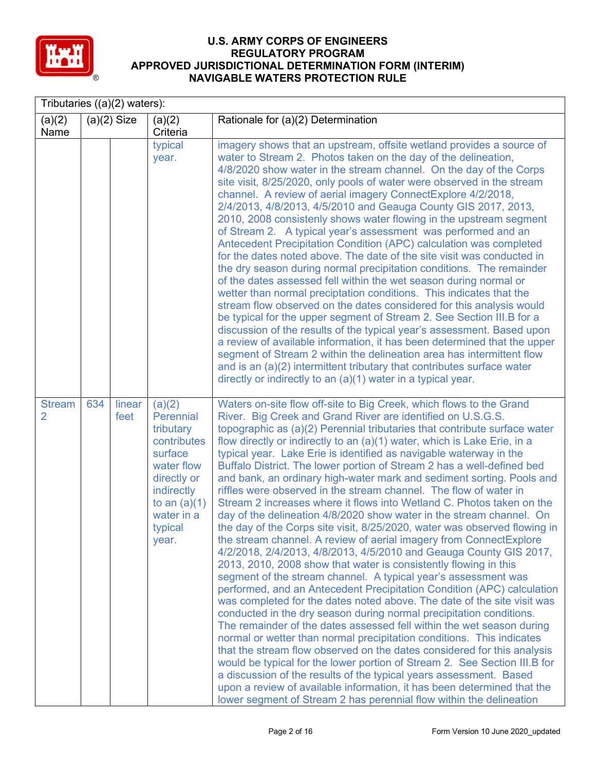# U.S. ARMY CORPS OF ENGINEERS
# REGULATORY PROGRAM
# APPROVED JURISDICTIONAL DETERMINATION FORM (INTERIM)
# NAVIGABLE WATERS PROTECTION RULE

Tributaries ((a)(2) waters):

| (a)(2) Name | (a)(2) Size | | (a)(2) Criteria | Rationale for (a)(2) Determination |
|---|---|---|---|---|
| | | | typical year. | imagery shows that an upstream, offsite wetland provides a source of water to Stream 2. Photos taken on the day of the delineation, 4/8/2020 show water in the stream channel. On the day of the Corps site visit, 8/25/2020, only pools of water were observed in the stream channel. A review of aerial imagery ConnectExplore 4/2/2018, 2/4/2013, 4/8/2013, 4/5/2010 and Geauga County GIS 2017, 2013, 2010, 2008 consistenly shows water flowing in the upstream segment of Stream 2. A typical year's assessment was performed and an Antecedent Precipitation Condition (APC) calculation was completed for the dates noted above. The date of the site visit was conducted in the dry season during normal precipitation conditions. The remainder of the dates assessed fell within the wet season during normal or wetter than normal preciptation conditions. This indicates that the stream flow observed on the dates considered for this analysis would be typical for the upper segment of Stream 2. See Section III.B for a discussion of the results of the typical year's assessment. Based upon a review of available information, it has been determined that the upper segment of Stream 2 within the delineation area has intermittent flow and is an (a)(2) intermittent tributary that contributes surface water directly or indirectly to an (a)(1) water in a typical year. |
| Stream 2 | 634 | linear feet | (a)(2) Perennial tributary contributes surface water flow directly or indirectly to an (a)(1) water in a typical year. | Waters on-site flow off-site to Big Creek, which flows to the Grand River. Big Creek and Grand River are identified on U.S.G.S. topographic as (a)(2) Perennial tributaries that contribute surface water flow directly or indirectly to an (a)(1) water, which is Lake Erie, in a typical year. Lake Erie is identified as navigable waterway in the Buffalo District. The lower portion of Stream 2 has a well-defined bed and bank, an ordinary high-water mark and sediment sorting. Pools and riffles were observed in the stream channel. The flow of water in Stream 2 increases where it flows into Wetland C. Photos taken on the day of the delineation 4/8/2020 show water in the stream channel. On the day of the Corps site visit, 8/25/2020, water was observed flowing in the stream channel. A review of aerial imagery from ConnectExplore 4/2/2018, 2/4/2013, 4/8/2013, 4/5/2010 and Geauga County GIS 2017, 2013, 2010, 2008 show that water is consistently flowing in this segment of the stream channel. A typical year's assessment was performed, and an Antecedent Precipitation Condition (APC) calculation was completed for the dates noted above. The date of the site visit was conducted in the dry season during normal precipitation conditions. The remainder of the dates assessed fell within the wet season during normal or wetter than normal precipitation conditions. This indicates that the stream flow observed on the dates considered for this analysis would be typical for the lower portion of Stream 2. See Section III.B for a discussion of the results of the typical years assessment. Based upon a review of available information, it has been determined that the lower segment of Stream 2 has perennial flow within the delineation |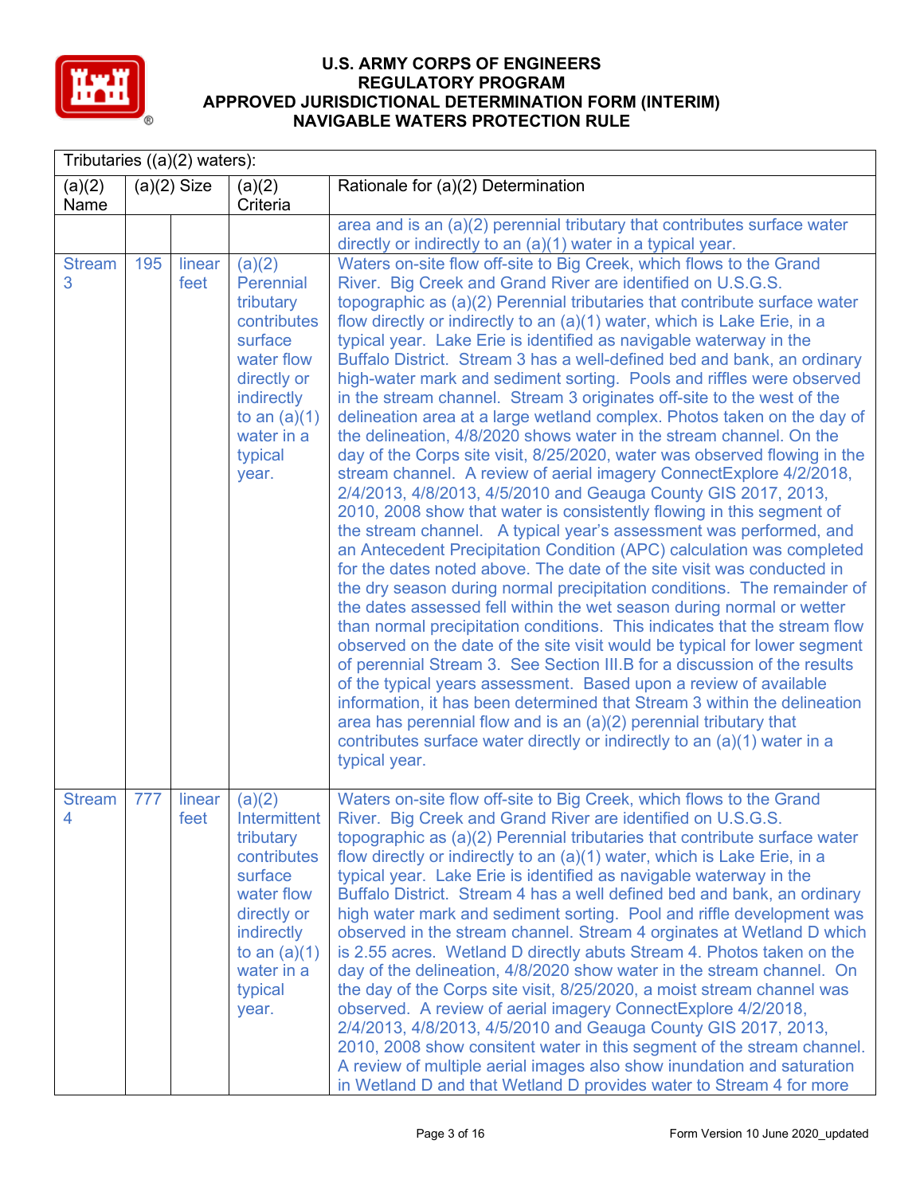| Tributaries ((a)(2) waters): | | | | |
|---|---|---|---|---|
| (a)(2) Name | (a)(2) Size | | (a)(2) Criteria | Rationale for (a)(2) Determination |
| | | | | area and is an (a)(2) perennial tributary that contributes surface water directly or indirectly to an (a)(1) water in a typical year. |
| Stream 3 | 195 | linear feet | (a)(2) Perennial tributary contributes surface water flow directly or indirectly to an (a)(1) water in a typical year. | Waters on-site flow off-site to Big Creek, which flows to the Grand River. Big Creek and Grand River are identified on U.S.G.S. topographic as (a)(2) Perennial tributaries that contribute surface water flow directly or indirectly to an (a)(1) water, which is Lake Erie, in a typical year. Lake Erie is identified as navigable waterway in the Buffalo District. Stream 3 has a well-defined bed and bank, an ordinary high-water mark and sediment sorting. Pools and riffles were observed in the stream channel. Stream 3 originates off-site to the west of the delineation area at a large wetland complex. Photos taken on the day of the delineation, 4/8/2020 shows water in the stream channel. On the day of the Corps site visit, 8/25/2020, water was observed flowing in the stream channel. A review of aerial imagery ConnectExplore 4/2/2018, 2/4/2013, 4/8/2013, 4/5/2010 and Geauga County GIS 2017, 2013, 2010, 2008 show that water is consistently flowing in this segment of the stream channel. A typical year's assessment was performed, and an Antecedent Precipitation Condition (APC) calculation was completed for the dates noted above. The date of the site visit was conducted in the dry season during normal precipitation conditions. The remainder of the dates assessed fell within the wet season during normal or wetter than normal precipitation conditions. This indicates that the stream flow observed on the date of the site visit would be typical for lower segment of perennial Stream 3. See Section III.B for a discussion of the results of the typical years assessment. Based upon a review of available information, it has been determined that Stream 3 within the delineation area has perennial flow and is an (a)(2) perennial tributary that contributes surface water directly or indirectly to an (a)(1) water in a typical year. |
| Stream 4 | 777 | linear feet | (a)(2) Intermittent tributary contributes surface water flow directly or indirectly to an (a)(1) water in a typical year. | Waters on-site flow off-site to Big Creek, which flows to the Grand River. Big Creek and Grand River are identified on U.S.G.S. topographic as (a)(2) Perennial tributaries that contribute surface water flow directly or indirectly to an (a)(1) water, which is Lake Erie, in a typical year. Lake Erie is identified as navigable waterway in the Buffalo District. Stream 4 has a well defined bed and bank, an ordinary high water mark and sediment sorting. Pool and riffle development was observed in the stream channel. Stream 4 orginates at Wetland D which is 2.55 acres. Wetland D directly abuts Stream 4. Photos taken on the day of the delineation, 4/8/2020 show water in the stream channel. On the day of the Corps site visit, 8/25/2020, a moist stream channel was observed. A review of aerial imagery ConnectExplore 4/2/2018, 2/4/2013, 4/8/2013, 4/5/2010 and Geauga County GIS 2017, 2013, 2010, 2008 show consitent water in this segment of the stream channel. A review of multiple aerial images also show inundation and saturation in Wetland D and that Wetland D provides water to Stream 4 for more |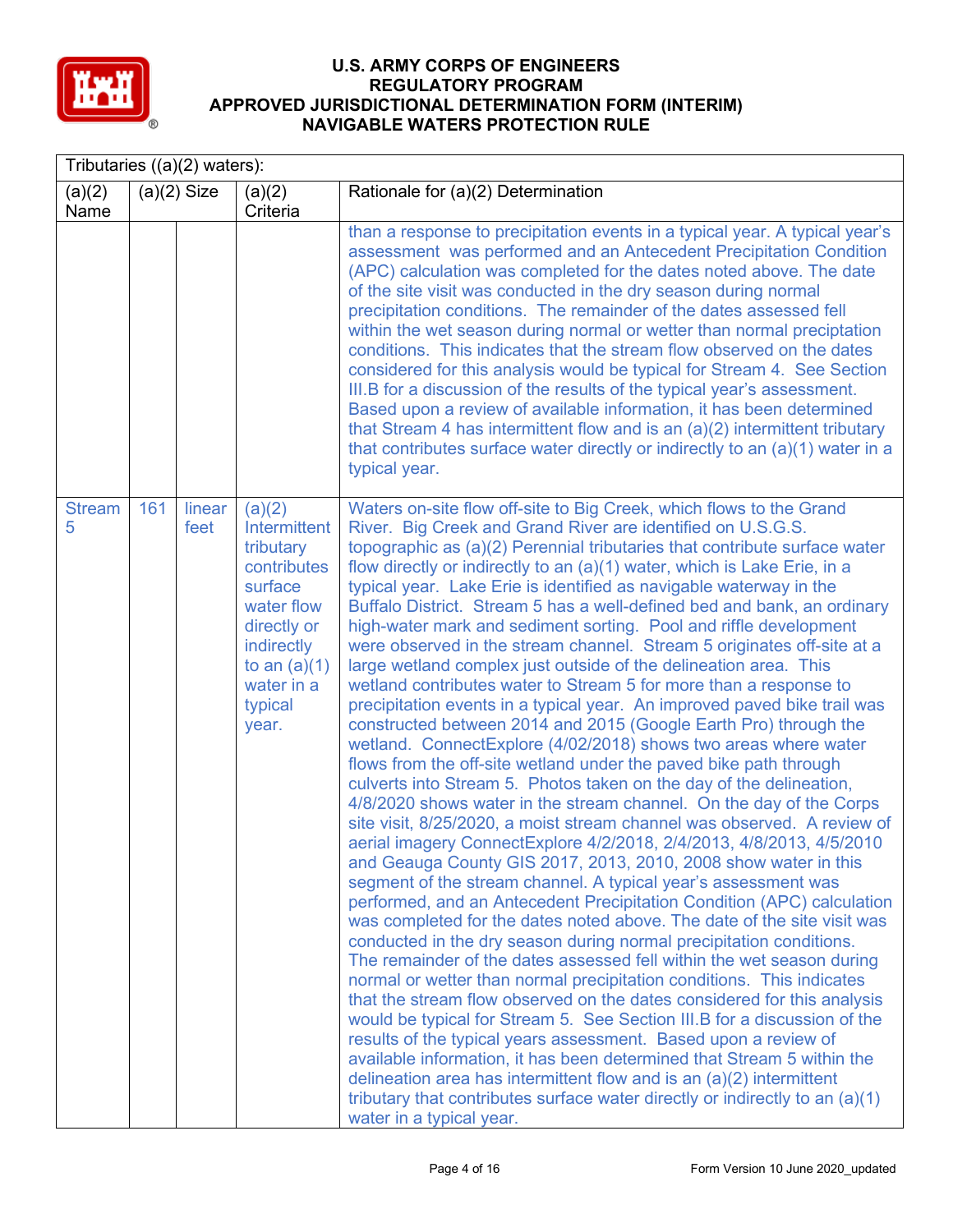# U.S. ARMY CORPS OF ENGINEERS
# REGULATORY PROGRAM
# APPROVED JURISDICTIONAL DETERMINATION FORM (INTERIM)
# NAVIGABLE WATERS PROTECTION RULE

| Tributaries ((a)(2) waters): | | | | |
|---|---|---|---|---|
| (a)(2) Name | (a)(2) Size | | (a)(2) Criteria | Rationale for (a)(2) Determination |
| | | | | than a response to precipitation events in a typical year. A typical year's assessment was performed and an Antecedent Precipitation Condition (APC) calculation was completed for the dates noted above. The date of the site visit was conducted in the dry season during normal precipitation conditions. The remainder of the dates assessed fell within the wet season during normal or wetter than normal preciptation conditions. This indicates that the stream flow observed on the dates considered for this analysis would be typical for Stream 4. See Section III.B for a discussion of the results of the typical year's assessment. Based upon a review of available information, it has been determined that Stream 4 has intermittent flow and is an (a)(2) intermittent tributary that contributes surface water directly or indirectly to an (a)(1) water in a typical year. |
| Stream 5 | 161 | linear feet | (a)(2) Intermittent tributary contributes surface water flow directly or indirectly to an (a)(1) water in a typical year. | Waters on-site flow off-site to Big Creek, which flows to the Grand River. Big Creek and Grand River are identified on U.S.G.S. topographic as (a)(2) Perennial tributaries that contribute surface water flow directly or indirectly to an (a)(1) water, which is Lake Erie, in a typical year. Lake Erie is identified as navigable waterway in the Buffalo District. Stream 5 has a well-defined bed and bank, an ordinary high-water mark and sediment sorting. Pool and riffle development were observed in the stream channel. Stream 5 originates off-site at a large wetland complex just outside of the delineation area. This wetland contributes water to Stream 5 for more than a response to precipitation events in a typical year. An improved paved bike trail was constructed between 2014 and 2015 (Google Earth Pro) through the wetland. ConnectExplore (4/02/2018) shows two areas where water flows from the off-site wetland under the paved bike path through culverts into Stream 5. Photos taken on the day of the delineation, 4/8/2020 shows water in the stream channel. On the day of the Corps site visit, 8/25/2020, a moist stream channel was observed. A review of aerial imagery ConnectExplore 4/2/2018, 2/4/2013, 4/8/2013, 4/5/2010 and Geauga County GIS 2017, 2013, 2010, 2008 show water in this segment of the stream channel. A typical year's assessment was performed, and an Antecedent Precipitation Condition (APC) calculation was completed for the dates noted above. The date of the site visit was conducted in the dry season during normal precipitation conditions. The remainder of the dates assessed fell within the wet season during normal or wetter than normal precipitation conditions. This indicates that the stream flow observed on the dates considered for this analysis would be typical for Stream 5. See Section III.B for a discussion of the results of the typical years assessment. Based upon a review of available information, it has been determined that Stream 5 within the delineation area has intermittent flow and is an (a)(2) intermittent tributary that contributes surface water directly or indirectly to an (a)(1) water in a typical year. |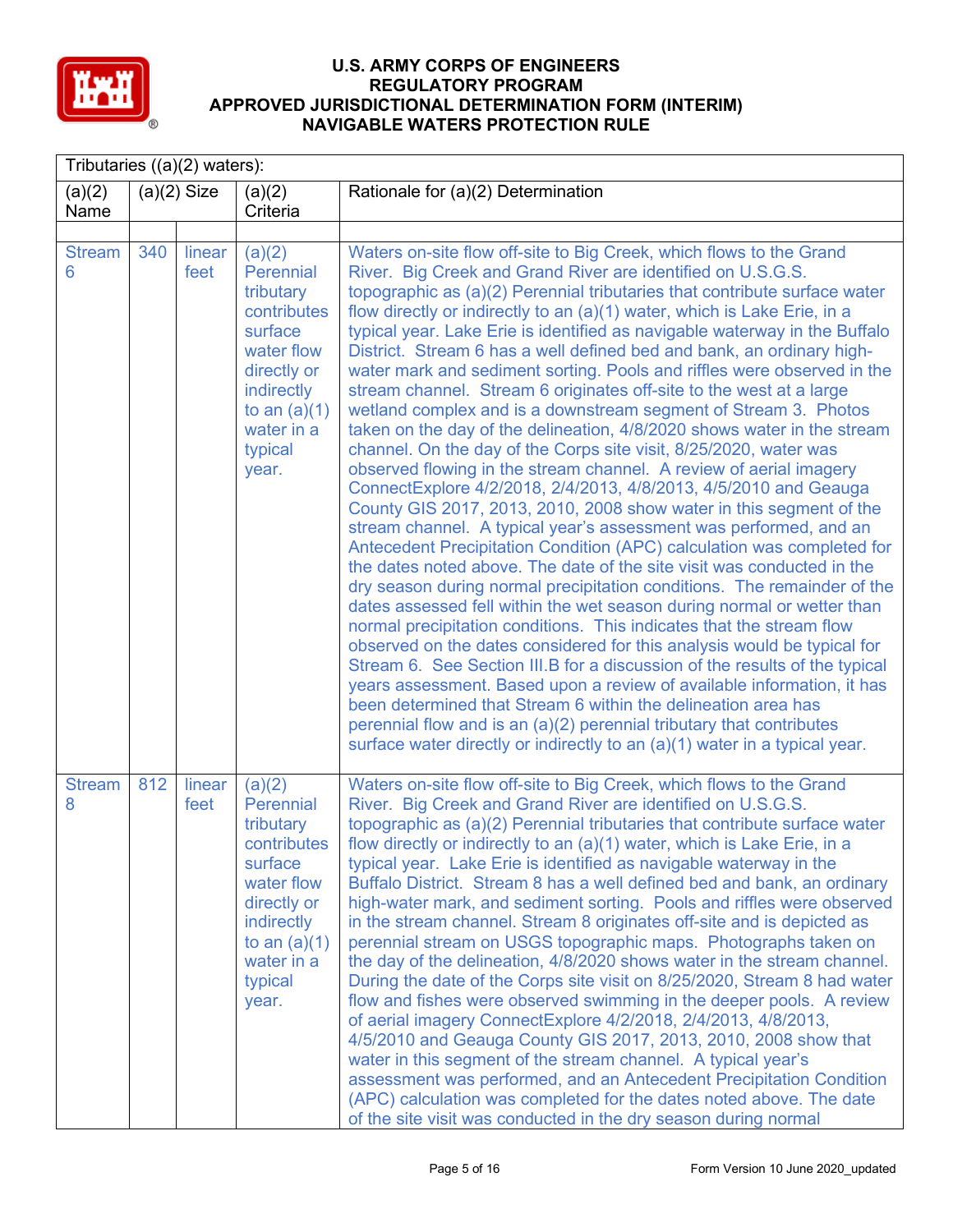| Tributaries ((a)(2) waters): | | | | |
|---|---|---|---|---|
| (a)(2) Name | (a)(2) Size | | (a)(2) Criteria | Rationale for (a)(2) Determination |
| | | | | |
| Stream 6 | 340 | linear feet | (a)(2) Perennial tributary contributes surface water flow directly or indirectly to an (a)(1) water in a typical year. | Waters on-site flow off-site to Big Creek, which flows to the Grand River. Big Creek and Grand River are identified on U.S.G.S. topographic as (a)(2) Perennial tributaries that contribute surface water flow directly or indirectly to an (a)(1) water, which is Lake Erie, in a typical year. Lake Erie is identified as navigable waterway in the Buffalo District. Stream 6 has a well defined bed and bank, an ordinary high-water mark and sediment sorting. Pools and riffles were observed in the stream channel. Stream 6 originates off-site to the west at a large wetland complex and is a downstream segment of Stream 3. Photos taken on the day of the delineation, 4/8/2020 shows water in the stream channel. On the day of the Corps site visit, 8/25/2020, water was observed flowing in the stream channel. A review of aerial imagery ConnectExplore 4/2/2018, 2/4/2013, 4/8/2013, 4/5/2010 and Geauga County GIS 2017, 2013, 2010, 2008 show water in this segment of the stream channel. A typical year's assessment was performed, and an Antecedent Precipitation Condition (APC) calculation was completed for the dates noted above. The date of the site visit was conducted in the dry season during normal precipitation conditions. The remainder of the dates assessed fell within the wet season during normal or wetter than normal precipitation conditions. This indicates that the stream flow observed on the dates considered for this analysis would be typical for Stream 6. See Section III.B for a discussion of the results of the typical years assessment. Based upon a review of available information, it has been determined that Stream 6 within the delineation area has perennial flow and is an (a)(2) perennial tributary that contributes surface water directly or indirectly to an (a)(1) water in a typical year. |
| Stream 8 | 812 | linear feet | (a)(2) Perennial tributary contributes surface water flow directly or indirectly to an (a)(1) water in a typical year. | Waters on-site flow off-site to Big Creek, which flows to the Grand River. Big Creek and Grand River are identified on U.S.G.S. topographic as (a)(2) Perennial tributaries that contribute surface water flow directly or indirectly to an (a)(1) water, which is Lake Erie, in a typical year. Lake Erie is identified as navigable waterway in the Buffalo District. Stream 8 has a well defined bed and bank, an ordinary high-water mark, and sediment sorting. Pools and riffles were observed in the stream channel. Stream 8 originates off-site and is depicted as perennial stream on USGS topographic maps. Photographs taken on the day of the delineation, 4/8/2020 shows water in the stream channel. During the date of the Corps site visit on 8/25/2020, Stream 8 had water flow and fishes were observed swimming in the deeper pools. A review of aerial imagery ConnectExplore 4/2/2018, 2/4/2013, 4/8/2013, 4/5/2010 and Geauga County GIS 2017, 2013, 2010, 2008 show that water in this segment of the stream channel. A typical year's assessment was performed, and an Antecedent Precipitation Condition (APC) calculation was completed for the dates noted above. The date of the site visit was conducted in the dry season during normal |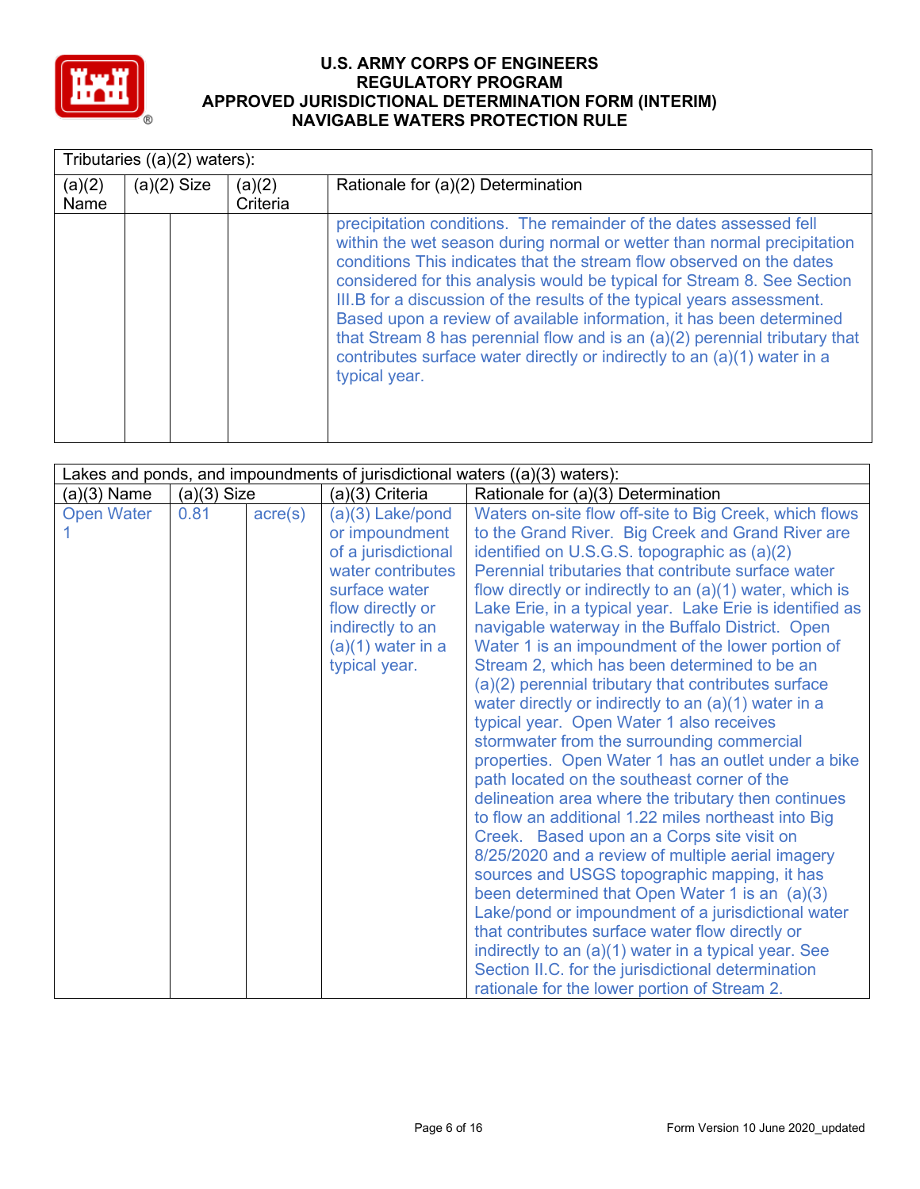Tributaries ((a)(2) waters):

| (a)(2) Name | (a)(2) Size | | (a)(2) Criteria | Rationale for (a)(2) Determination |
|---|---|---|---|---|
| | | | | precipitation conditions. The remainder of the dates assessed fell within the wet season during normal or wetter than normal precipitation conditions This indicates that the stream flow observed on the dates considered for this analysis would be typical for Stream 8. See Section III.B for a discussion of the results of the typical years assessment. Based upon a review of available information, it has been determined that Stream 8 has perennial flow and is an (a)(2) perennial tributary that contributes surface water directly or indirectly to an (a)(1) water in a typical year. |

Lakes and ponds, and impoundments of jurisdictional waters ((a)(3) waters):

| (a)(3) Name | (a)(3) Size | | (a)(3) Criteria | Rationale for (a)(3) Determination |
|---|---|---|---|---|
| Open Water 1 | 0.81 | acre(s) | (a)(3) Lake/pond or impoundment of a jurisdictional water contributes surface water flow directly or indirectly to an (a)(1) water in a typical year. | Waters on-site flow off-site to Big Creek, which flows to the Grand River. Big Creek and Grand River are identified on U.S.G.S. topographic as (a)(2) Perennial tributaries that contribute surface water flow directly or indirectly to an (a)(1) water, which is Lake Erie, in a typical year. Lake Erie is identified as navigable waterway in the Buffalo District. Open Water 1 is an impoundment of the lower portion of Stream 2, which has been determined to be an (a)(2) perennial tributary that contributes surface water directly or indirectly to an (a)(1) water in a typical year. Open Water 1 also receives stormwater from the surrounding commercial properties. Open Water 1 has an outlet under a bike path located on the southeast corner of the delineation area where the tributary then continues to flow an additional 1.22 miles northeast into Big Creek. Based upon an a Corps site visit on 8/25/2020 and a review of multiple aerial imagery sources and USGS topographic mapping, it has been determined that Open Water 1 is an (a)(3) Lake/pond or impoundment of a jurisdictional water that contributes surface water flow directly or indirectly to an (a)(1) water in a typical year. See Section II.C. for the jurisdictional determination rationale for the lower portion of Stream 2. |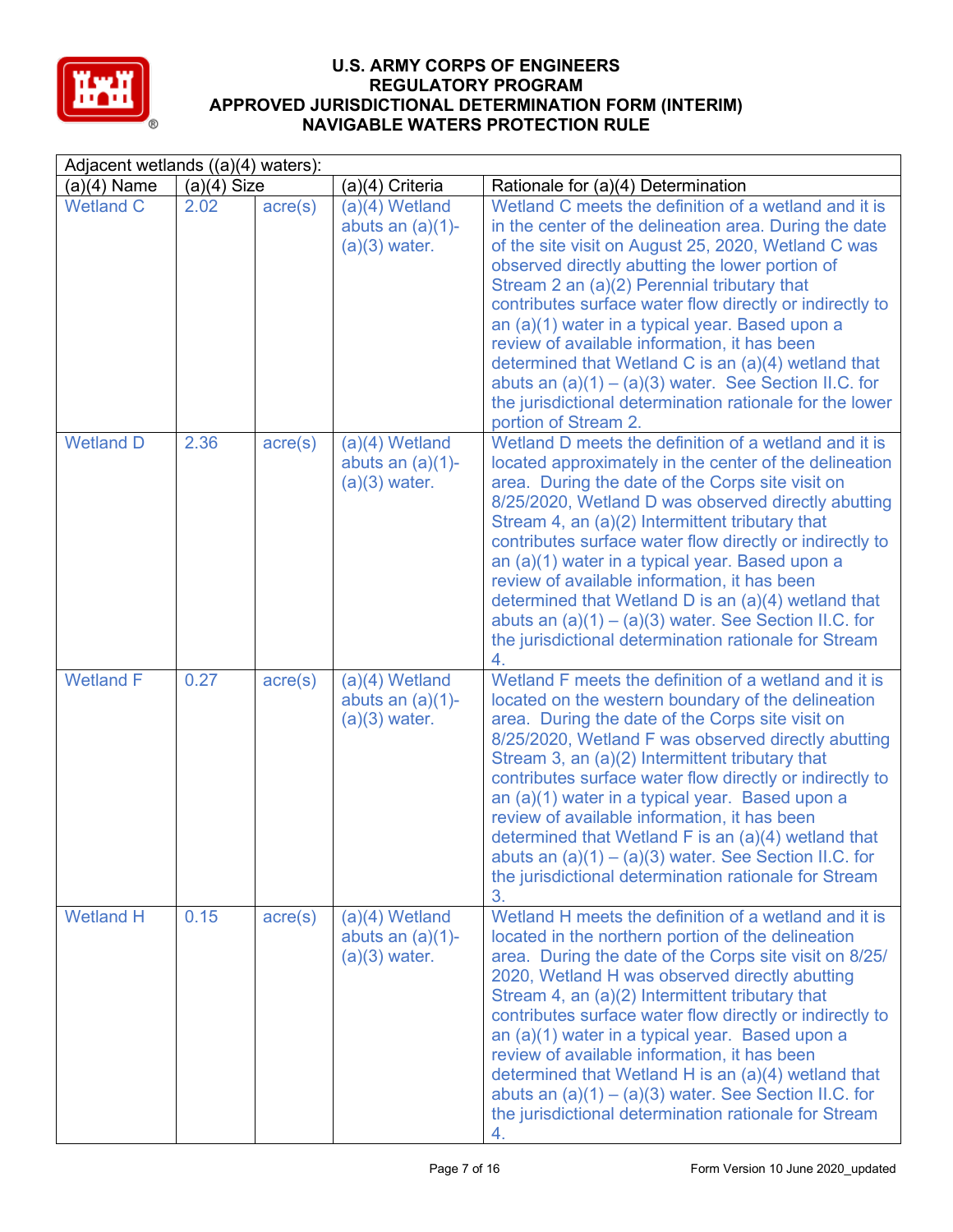# U.S. ARMY CORPS OF ENGINEERS
## REGULATORY PROGRAM
## APPROVED JURISDICTIONAL DETERMINATION FORM (INTERIM)
## NAVIGABLE WATERS PROTECTION RULE

| Adjacent wetlands ((a)(4) waters): | | | | |
|---|---|---|---|---|
| (a)(4) Name | (a)(4) Size | | (a)(4) Criteria | Rationale for (a)(4) Determination |
| Wetland C | 2.02 | acre(s) | (a)(4) Wetland abuts an (a)(1)-(a)(3) water. | Wetland C meets the definition of a wetland and it is in the center of the delineation area. During the date of the site visit on August 25, 2020, Wetland C was observed directly abutting the lower portion of Stream 2 an (a)(2) Perennial tributary that contributes surface water flow directly or indirectly to an (a)(1) water in a typical year. Based upon a review of available information, it has been determined that Wetland C is an (a)(4) wetland that abuts an (a)(1) – (a)(3) water. See Section II.C. for the jurisdictional determination rationale for the lower portion of Stream 2. |
| Wetland D | 2.36 | acre(s) | (a)(4) Wetland abuts an (a)(1)-(a)(3) water. | Wetland D meets the definition of a wetland and it is located approximately in the center of the delineation area. During the date of the Corps site visit on 8/25/2020, Wetland D was observed directly abutting Stream 4, an (a)(2) Intermittent tributary that contributes surface water flow directly or indirectly to an (a)(1) water in a typical year. Based upon a review of available information, it has been determined that Wetland D is an (a)(4) wetland that abuts an (a)(1) – (a)(3) water. See Section II.C. for the jurisdictional determination rationale for Stream 4. |
| Wetland F | 0.27 | acre(s) | (a)(4) Wetland abuts an (a)(1)-(a)(3) water. | Wetland F meets the definition of a wetland and it is located on the western boundary of the delineation area. During the date of the Corps site visit on 8/25/2020, Wetland F was observed directly abutting Stream 3, an (a)(2) Intermittent tributary that contributes surface water flow directly or indirectly to an (a)(1) water in a typical year. Based upon a review of available information, it has been determined that Wetland F is an (a)(4) wetland that abuts an (a)(1) – (a)(3) water. See Section II.C. for the jurisdictional determination rationale for Stream 3. |
| Wetland H | 0.15 | acre(s) | (a)(4) Wetland abuts an (a)(1)-(a)(3) water. | Wetland H meets the definition of a wetland and it is located in the northern portion of the delineation area. During the date of the Corps site visit on 8/25/2020, Wetland H was observed directly abutting Stream 4, an (a)(2) Intermittent tributary that contributes surface water flow directly or indirectly to an (a)(1) water in a typical year. Based upon a review of available information, it has been determined that Wetland H is an (a)(4) wetland that abuts an (a)(1) – (a)(3) water. See Section II.C. for the jurisdictional determination rationale for Stream 4. |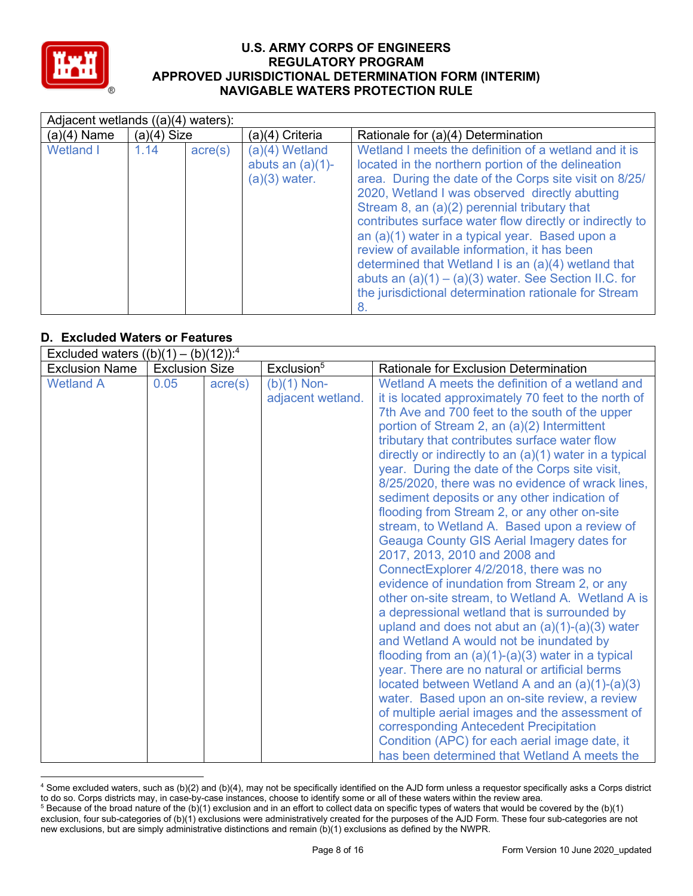| Adjacent wetlands ((a)(4) waters): | | | | |
|---|---|---|---|---|
| (a)(4) Name | (a)(4) Size | | (a)(4) Criteria | Rationale for (a)(4) Determination |
| Wetland I | 1.14 | acre(s) | (a)(4) Wetland abuts an (a)(1)-(a)(3) water. | Wetland I meets the definition of a wetland and it is located in the northern portion of the delineation area. During the date of the Corps site visit on 8/25/2020, Wetland I was observed directly abutting Stream 8, an (a)(2) perennial tributary that contributes surface water flow directly or indirectly to an (a)(1) water in a typical year. Based upon a review of available information, it has been determined that Wetland I is an (a)(4) wetland that abuts an (a)(1) – (a)(3) water. See Section II.C. for the jurisdictional determination rationale for Stream 8. |

## D. Excluded Waters or Features

| Excluded waters ((b)(1) – (b)(12)):[4] | | | | |
|---|---|---|---|---|
| Exclusion Name | Exclusion Size | | Exclusion[5] | Rationale for Exclusion Determination |
| Wetland A | 0.05 | acre(s) | (b)(1) Non-adjacent wetland. | Wetland A meets the definition of a wetland and it is located approximately 70 feet to the north of 7th Ave and 700 feet to the south of the upper portion of Stream 2, an (a)(2) Intermittent tributary that contributes surface water flow directly or indirectly to an (a)(1) water in a typical year. During the date of the Corps site visit, 8/25/2020, there was no evidence of wrack lines, sediment deposits or any other indication of flooding from Stream 2, or any other on-site stream, to Wetland A. Based upon a review of Geauga County GIS Aerial Imagery dates for 2017, 2013, 2010 and 2008 and ConnectExplorer 4/2/2018, there was no evidence of inundation from Stream 2, or any other on-site stream, to Wetland A. Wetland A is a depressional wetland that is surrounded by upland and does not abut an (a)(1)-(a)(3) water and Wetland A would not be inundated by flooding from an (a)(1)-(a)(3) water in a typical year. There are no natural or artificial berms located between Wetland A and an (a)(1)-(a)(3) water. Based upon an on-site review, a review of multiple aerial images and the assessment of corresponding Antecedent Precipitation Condition (APC) for each aerial image date, it has been determined that Wetland A meets the |

[4] Some excluded waters, such as (b)(2) and (b)(4), may not be specifically identified on the AJD form unless a requestor specifically asks a Corps district to do so. Corps districts may, in case-by-case instances, choose to identify some or all of these waters within the review area.

[5] Because of the broad nature of the (b)(1) exclusion and in an effort to collect data on specific types of waters that would be covered by the (b)(1) exclusion, four sub-categories of (b)(1) exclusions were administratively created for the purposes of the AJD Form. These four sub-categories are not new exclusions, but are simply administrative distinctions and remain (b)(1) exclusions as defined by the NWPR.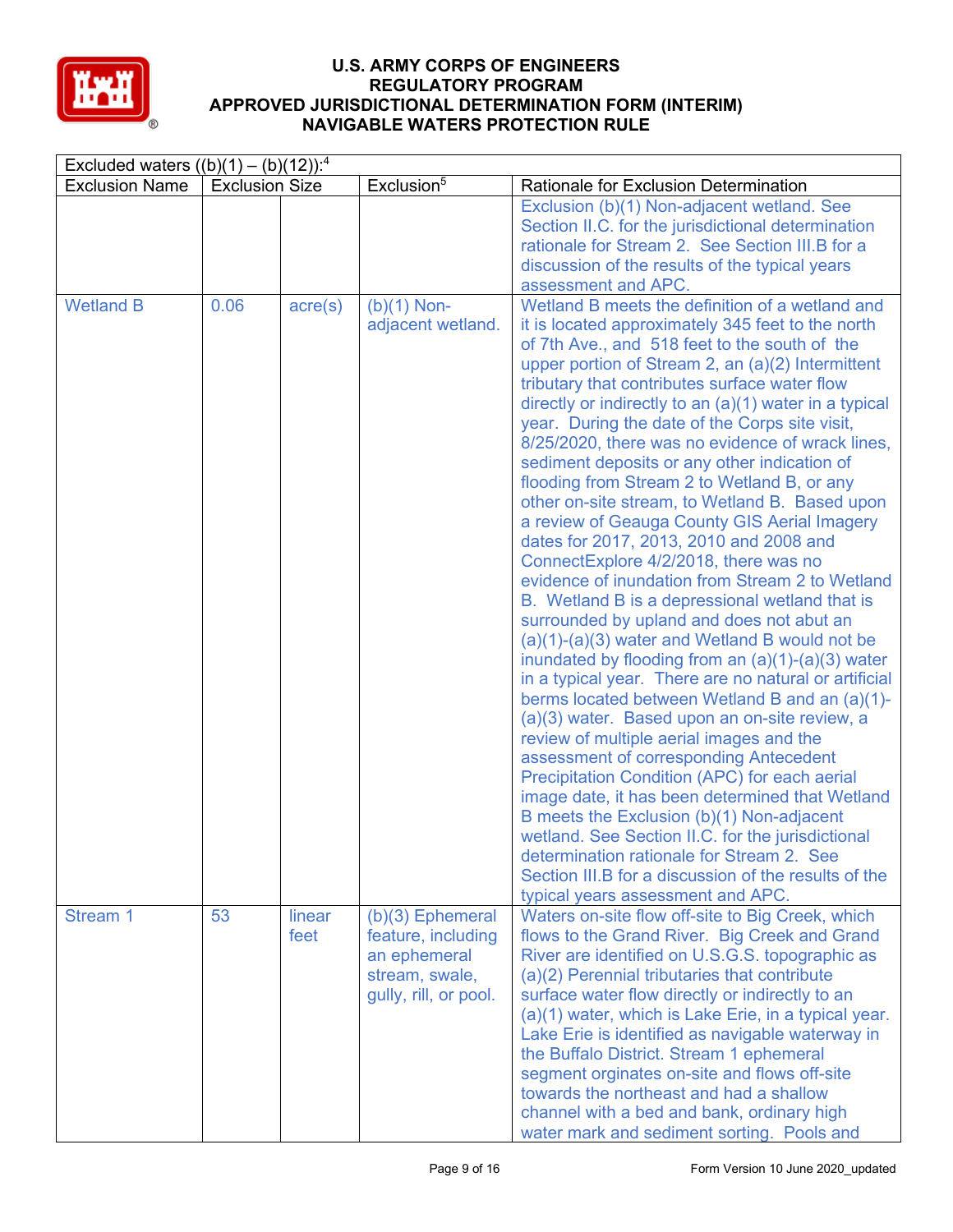| Excluded waters ((b)(1) – (b)(12)):[4] | | | | |
|---|---|---|---|---|
| Exclusion Name | Exclusion Size | | Exclusion[5] | Rationale for Exclusion Determination |
| | | | | Exclusion (b)(1) Non-adjacent wetland. See Section II.C. for the jurisdictional determination rationale for Stream 2. See Section III.B for a discussion of the results of the typical years assessment and APC. |
| Wetland B | 0.06 | acre(s) | (b)(1) Non-adjacent wetland. | Wetland B meets the definition of a wetland and it is located approximately 345 feet to the north of 7th Ave., and 518 feet to the south of the upper portion of Stream 2, an (a)(2) Intermittent tributary that contributes surface water flow directly or indirectly to an (a)(1) water in a typical year. During the date of the Corps site visit, 8/25/2020, there was no evidence of wrack lines, sediment deposits or any other indication of flooding from Stream 2 to Wetland B, or any other on-site stream, to Wetland B. Based upon a review of Geauga County GIS Aerial Imagery dates for 2017, 2013, 2010 and 2008 and ConnectExplore 4/2/2018, there was no evidence of inundation from Stream 2 to Wetland B. Wetland B is a depressional wetland that is surrounded by upland and does not abut an (a)(1)-(a)(3) water and Wetland B would not be inundated by flooding from an (a)(1)-(a)(3) water in a typical year. There are no natural or artificial berms located between Wetland B and an (a)(1)-(a)(3) water. Based upon an on-site review, a review of multiple aerial images and the assessment of corresponding Antecedent Precipitation Condition (APC) for each aerial image date, it has been determined that Wetland B meets the Exclusion (b)(1) Non-adjacent wetland. See Section II.C. for the jurisdictional determination rationale for Stream 2. See Section III.B for a discussion of the results of the typical years assessment and APC. |
| Stream 1 | 53 | linear feet | (b)(3) Ephemeral feature, including an ephemeral stream, swale, gully, rill, or pool. | Waters on-site flow off-site to Big Creek, which flows to the Grand River. Big Creek and Grand River are identified on U.S.G.S. topographic as (a)(2) Perennial tributaries that contribute surface water flow directly or indirectly to an (a)(1) water, which is Lake Erie, in a typical year. Lake Erie is identified as navigable waterway in the Buffalo District. Stream 1 ephemeral segment orginates on-site and flows off-site towards the northeast and had a shallow channel with a bed and bank, ordinary high water mark and sediment sorting. Pools and |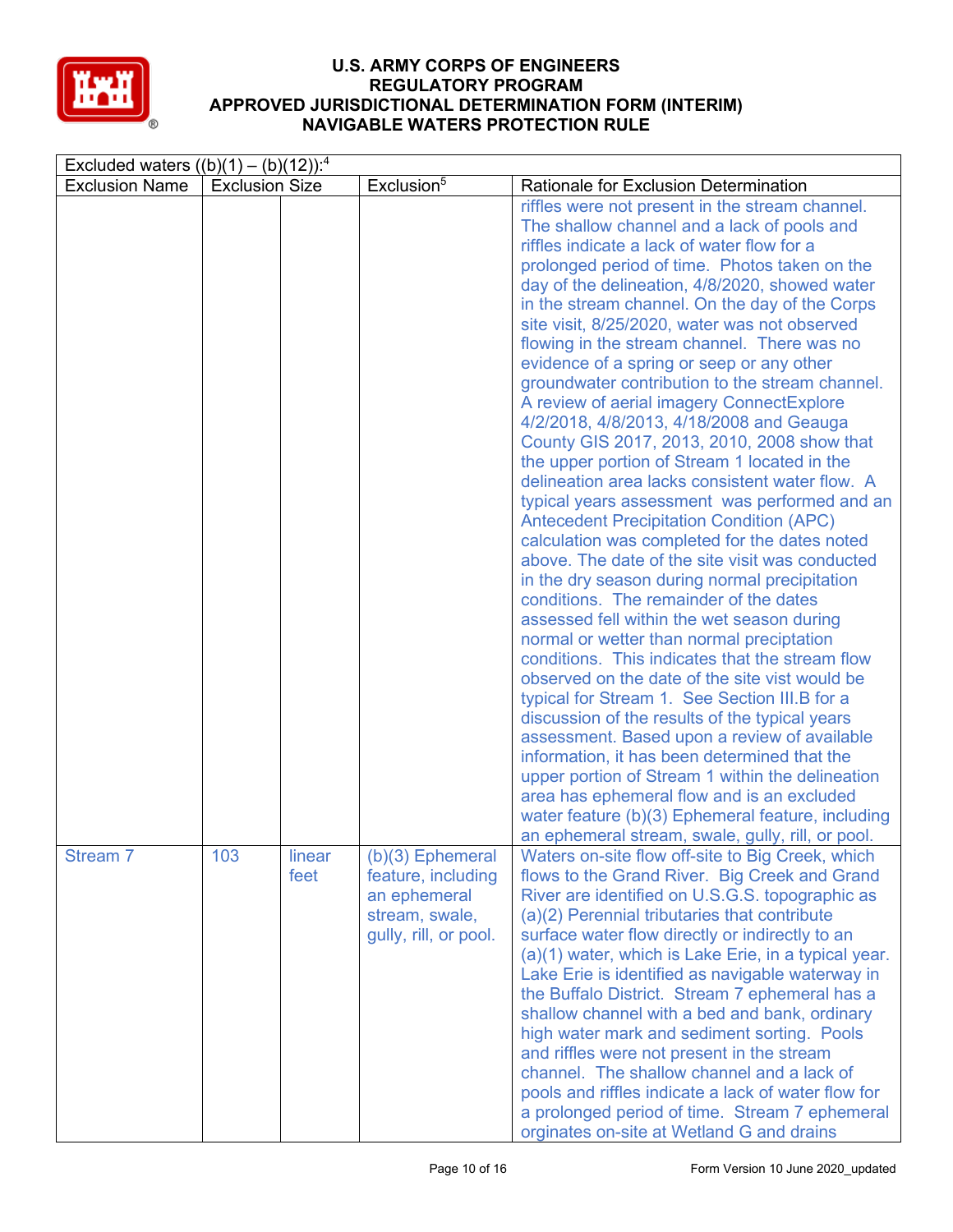| Excluded waters ((b)(1) – (b)(12)):[4] | | | | |
|---|---|---|---|---|
| Exclusion Name | Exclusion Size | | Exclusion[5] | Rationale for Exclusion Determination |
| | | | | riffles were not present in the stream channel. The shallow channel and a lack of pools and riffles indicate a lack of water flow for a prolonged period of time. Photos taken on the day of the delineation, 4/8/2020, showed water in the stream channel. On the day of the Corps site visit, 8/25/2020, water was not observed flowing in the stream channel. There was no evidence of a spring or seep or any other groundwater contribution to the stream channel. A review of aerial imagery ConnectExplore 4/2/2018, 4/8/2013, 4/18/2008 and Geauga County GIS 2017, 2013, 2010, 2008 show that the upper portion of Stream 1 located in the delineation area lacks consistent water flow. A typical years assessment was performed and an Antecedent Precipitation Condition (APC) calculation was completed for the dates noted above. The date of the site visit was conducted in the dry season during normal precipitation conditions. The remainder of the dates assessed fell within the wet season during normal or wetter than normal preciptation conditions. This indicates that the stream flow observed on the date of the site vist would be typical for Stream 1. See Section III.B for a discussion of the results of the typical years assessment. Based upon a review of available information, it has been determined that the upper portion of Stream 1 within the delineation area has ephemeral flow and is an excluded water feature (b)(3) Ephemeral feature, including an ephemeral stream, swale, gully, rill, or pool. |
| Stream 7 | 103 | linear feet | (b)(3) Ephemeral feature, including an ephemeral stream, swale, gully, rill, or pool. | Waters on-site flow off-site to Big Creek, which flows to the Grand River. Big Creek and Grand River are identified on U.S.G.S. topographic as (a)(2) Perennial tributaries that contribute surface water flow directly or indirectly to an (a)(1) water, which is Lake Erie, in a typical year. Lake Erie is identified as navigable waterway in the Buffalo District. Stream 7 ephemeral has a shallow channel with a bed and bank, ordinary high water mark and sediment sorting. Pools and riffles were not present in the stream channel. The shallow channel and a lack of pools and riffles indicate a lack of water flow for a prolonged period of time. Stream 7 ephemeral orginates on-site at Wetland G and drains |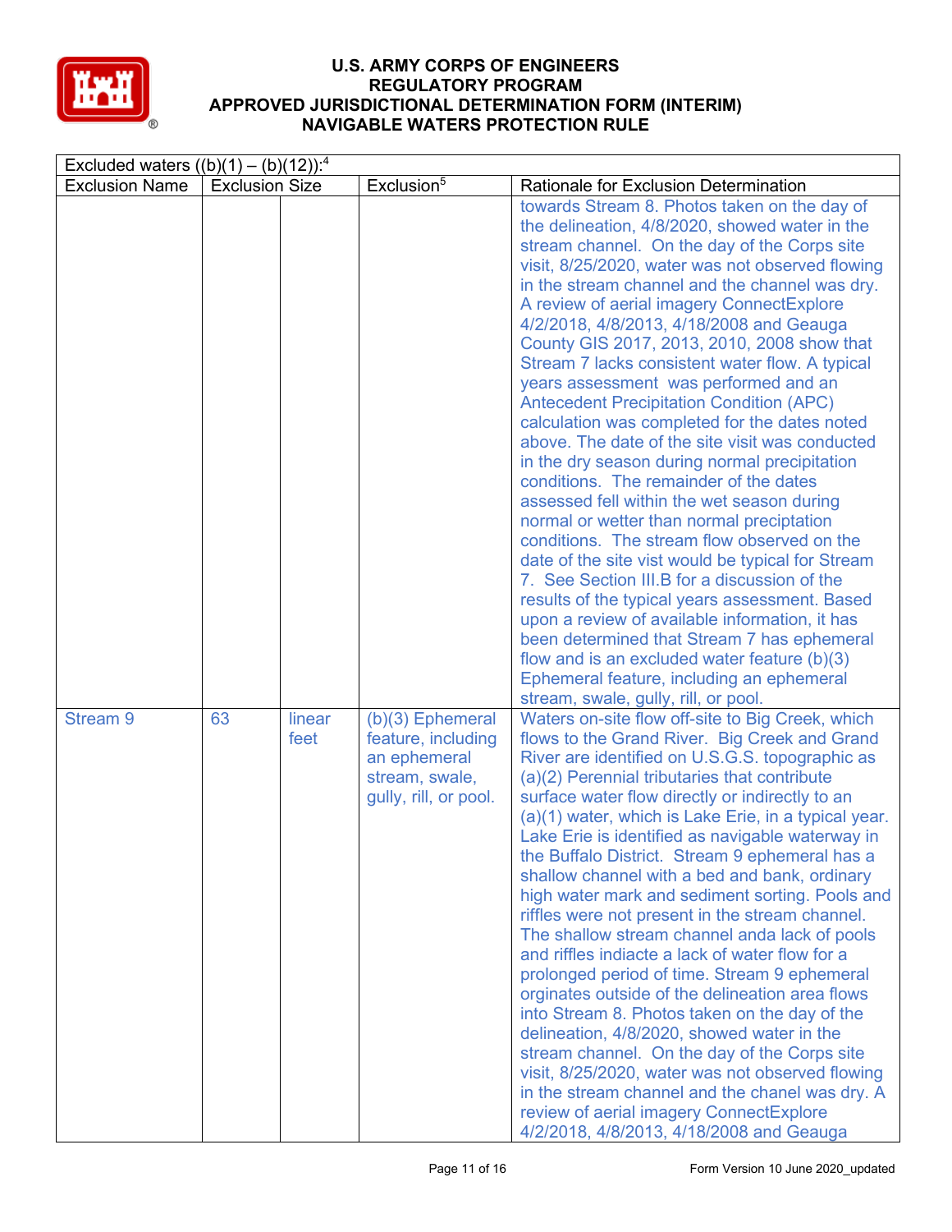| Excluded waters ((b)(1) – (b)(12)):[4] | | | | |
|---|---|---|---|---|
| Exclusion Name | Exclusion Size | | Exclusion[5] | Rationale for Exclusion Determination |
| | | | | towards Stream 8. Photos taken on the day of the delineation, 4/8/2020, showed water in the stream channel. On the day of the Corps site visit, 8/25/2020, water was not observed flowing in the stream channel and the channel was dry. A review of aerial imagery ConnectExplore 4/2/2018, 4/8/2013, 4/18/2008 and Geauga County GIS 2017, 2013, 2010, 2008 show that Stream 7 lacks consistent water flow. A typical years assessment was performed and an Antecedent Precipitation Condition (APC) calculation was completed for the dates noted above. The date of the site visit was conducted in the dry season during normal precipitation conditions. The remainder of the dates assessed fell within the wet season during normal or wetter than normal preciptation conditions. The stream flow observed on the date of the site vist would be typical for Stream 7. See Section III.B for a discussion of the results of the typical years assessment. Based upon a review of available information, it has been determined that Stream 7 has ephemeral flow and is an excluded water feature (b)(3) Ephemeral feature, including an ephemeral stream, swale, gully, rill, or pool. |
| Stream 9 | 63 | linear feet | (b)(3) Ephemeral feature, including an ephemeral stream, swale, gully, rill, or pool. | Waters on-site flow off-site to Big Creek, which flows to the Grand River. Big Creek and Grand River are identified on U.S.G.S. topographic as (a)(2) Perennial tributaries that contribute surface water flow directly or indirectly to an (a)(1) water, which is Lake Erie, in a typical year. Lake Erie is identified as navigable waterway in the Buffalo District. Stream 9 ephemeral has a shallow channel with a bed and bank, ordinary high water mark and sediment sorting. Pools and riffles were not present in the stream channel. The shallow stream channel anda lack of pools and riffles indiacte a lack of water flow for a prolonged period of time. Stream 9 ephemeral orginates outside of the delineation area flows into Stream 8. Photos taken on the day of the delineation, 4/8/2020, showed water in the stream channel. On the day of the Corps site visit, 8/25/2020, water was not observed flowing in the stream channel and the chanel was dry. A review of aerial imagery ConnectExplore 4/2/2018, 4/8/2013, 4/18/2008 and Geauga |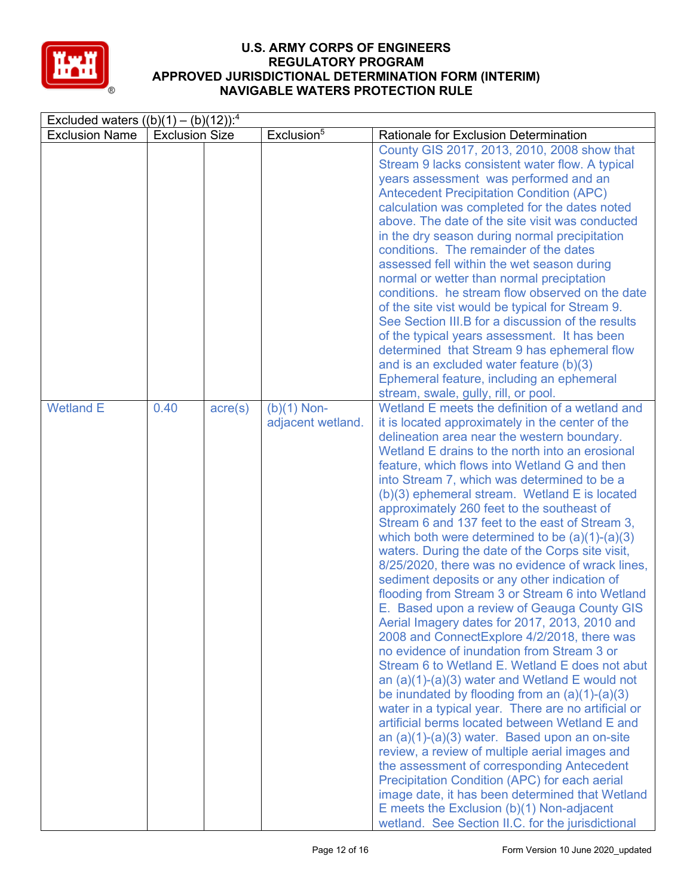| Excluded waters ((b)(1) – (b)(12)):[4] | | | | |
|---|---|---|---|---|
| Exclusion Name | Exclusion Size | | Exclusion[5] | Rationale for Exclusion Determination |
| | | | | County GIS 2017, 2013, 2010, 2008 show that Stream 9 lacks consistent water flow. A typical years assessment was performed and an Antecedent Precipitation Condition (APC) calculation was completed for the dates noted above. The date of the site visit was conducted in the dry season during normal precipitation conditions. The remainder of the dates assessed fell within the wet season during normal or wetter than normal preciptation conditions. he stream flow observed on the date of the site vist would be typical for Stream 9. See Section III.B for a discussion of the results of the typical years assessment. It has been determined that Stream 9 has ephemeral flow and is an excluded water feature (b)(3) Ephemeral feature, including an ephemeral stream, swale, gully, rill, or pool. |
| Wetland E | 0.40 | acre(s) | (b)(1) Non-adjacent wetland. | Wetland E meets the definition of a wetland and it is located approximately in the center of the delineation area near the western boundary. Wetland E drains to the north into an erosional feature, which flows into Wetland G and then into Stream 7, which was determined to be a (b)(3) ephemeral stream. Wetland E is located approximately 260 feet to the southeast of Stream 6 and 137 feet to the east of Stream 3, which both were determined to be (a)(1)-(a)(3) waters. During the date of the Corps site visit, 8/25/2020, there was no evidence of wrack lines, sediment deposits or any other indication of flooding from Stream 3 or Stream 6 into Wetland E. Based upon a review of Geauga County GIS Aerial Imagery dates for 2017, 2013, 2010 and 2008 and ConnectExplore 4/2/2018, there was no evidence of inundation from Stream 3 or Stream 6 to Wetland E. Wetland E does not abut an (a)(1)-(a)(3) water and Wetland E would not be inundated by flooding from an (a)(1)-(a)(3) water in a typical year. There are no artificial or artificial berms located between Wetland E and an (a)(1)-(a)(3) water. Based upon an on-site review, a review of multiple aerial images and the assessment of corresponding Antecedent Precipitation Condition (APC) for each aerial image date, it has been determined that Wetland E meets the Exclusion (b)(1) Non-adjacent wetland. See Section II.C. for the jurisdictional |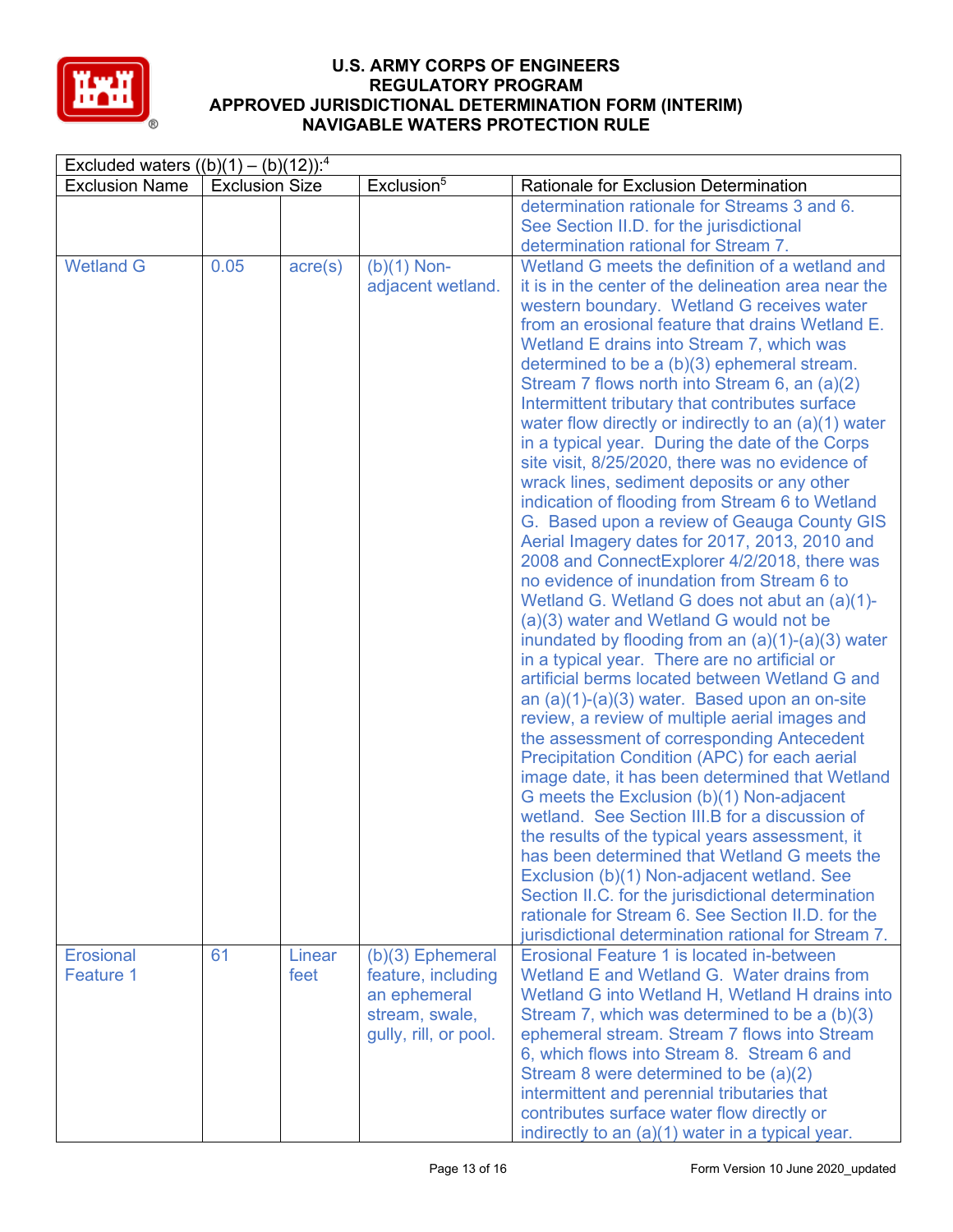| Excluded waters ((b)(1) – (b)(12)):[4] | | | | |
|---|---|---|---|---|
| Exclusion Name | Exclusion Size | | Exclusion[5] | Rationale for Exclusion Determination |
| | | | | determination rationale for Streams 3 and 6. See Section II.D. for the jurisdictional determination rational for Stream 7. |
| Wetland G | 0.05 | acre(s) | (b)(1) Non-adjacent wetland. | Wetland G meets the definition of a wetland and it is in the center of the delineation area near the western boundary. Wetland G receives water from an erosional feature that drains Wetland E. Wetland E drains into Stream 7, which was determined to be a (b)(3) ephemeral stream. Stream 7 flows north into Stream 6, an (a)(2) Intermittent tributary that contributes surface water flow directly or indirectly to an (a)(1) water in a typical year. During the date of the Corps site visit, 8/25/2020, there was no evidence of wrack lines, sediment deposits or any other indication of flooding from Stream 6 to Wetland G. Based upon a review of Geauga County GIS Aerial Imagery dates for 2017, 2013, 2010 and 2008 and ConnectExplorer 4/2/2018, there was no evidence of inundation from Stream 6 to Wetland G. Wetland G does not abut an (a)(1)-(a)(3) water and Wetland G would not be inundated by flooding from an (a)(1)-(a)(3) water in a typical year. There are no artificial or artificial berms located between Wetland G and an (a)(1)-(a)(3) water. Based upon an on-site review, a review of multiple aerial images and the assessment of corresponding Antecedent Precipitation Condition (APC) for each aerial image date, it has been determined that Wetland G meets the Exclusion (b)(1) Non-adjacent wetland. See Section III.B for a discussion of the results of the typical years assessment, it has been determined that Wetland G meets the Exclusion (b)(1) Non-adjacent wetland. See Section II.C. for the jurisdictional determination rationale for Stream 6. See Section II.D. for the jurisdictional determination rational for Stream 7. |
| Erosional Feature 1 | 61 | Linear feet | (b)(3) Ephemeral feature, including an ephemeral stream, swale, gully, rill, or pool. | Erosional Feature 1 is located in-between Wetland E and Wetland G. Water drains from Wetland G into Wetland H, Wetland H drains into Stream 7, which was determined to be a (b)(3) ephemeral stream. Stream 7 flows into Stream 6, which flows into Stream 8. Stream 6 and Stream 8 were determined to be (a)(2) intermittent and perennial tributaries that contributes surface water flow directly or indirectly to an (a)(1) water in a typical year. |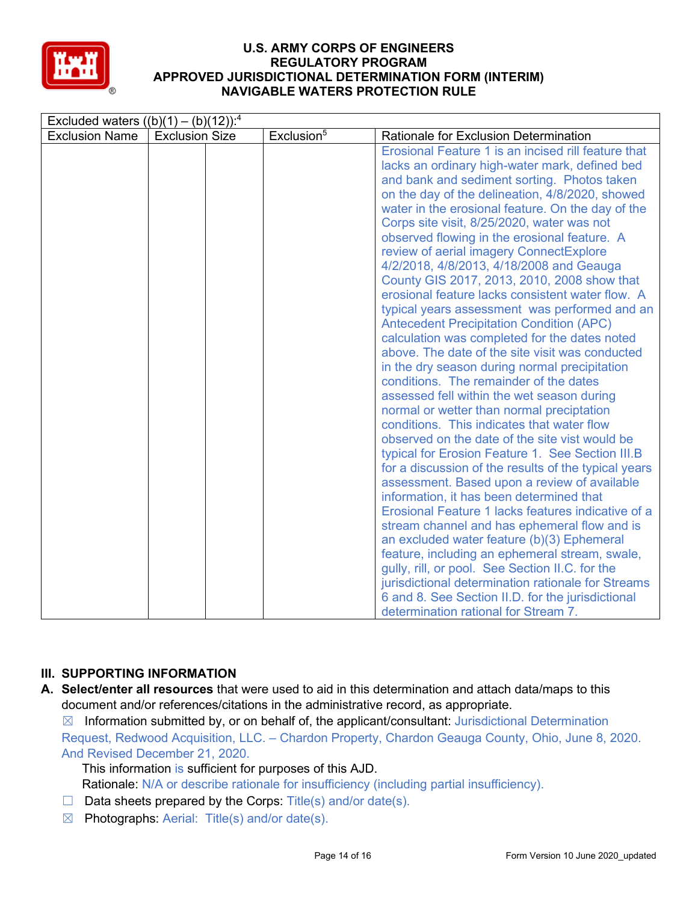| Excluded waters ((b)(1) – (b)(12)):[4] | | | | |
|---|---|---|---|---|
| Exclusion Name | Exclusion Size | | Exclusion[5] | Rationale for Exclusion Determination |
| | | | | Erosional Feature 1 is an incised rill feature that lacks an ordinary high-water mark, defined bed and bank and sediment sorting.  Photos taken on the day of the delineation, 4/8/2020, showed water in the erosional feature. On the day of the Corps site visit, 8/25/2020, water was not observed flowing in the erosional feature.  A review of aerial imagery ConnectExplore 4/2/2018, 4/8/2013, 4/18/2008 and Geauga County GIS 2017, 2013, 2010, 2008 show that erosional feature lacks consistent water flow.  A typical years assessment  was performed and an Antecedent Precipitation Condition (APC) calculation was completed for the dates noted above. The date of the site visit was conducted in the dry season during normal precipitation conditions.  The remainder of the dates assessed fell within the wet season during normal or wetter than normal preciptation conditions.  This indicates that water flow observed on the date of the site vist would be typical for Erosion Feature 1.  See Section III.B for a discussion of the results of the typical years assessment. Based upon a review of available information, it has been determined that Erosional Feature 1 lacks features indicative of a stream channel and has ephemeral flow and is an excluded water feature (b)(3) Ephemeral feature, including an ephemeral stream, swale, gully, rill, or pool.  See Section II.C. for the jurisdictional determination rationale for Streams 6 and 8. See Section II.D. for the jurisdictional determination rational for Stream 7. |

## III. SUPPORTING INFORMATION

**A. Select/enter all resources** that were used to aid in this determination and attach data/maps to this document and/or references/citations in the administrative record, as appropriate.

☒ Information submitted by, or on behalf of, the applicant/consultant: Jurisdictional Determination Request, Redwood Acquisition, LLC. – Chardon Property, Chardon Geauga County, Ohio, June 8, 2020. And Revised December 21, 2020.

This information is sufficient for purposes of this AJD.

Rationale: N/A or describe rationale for insufficiency (including partial insufficiency).

☐ Data sheets prepared by the Corps: Title(s) and/or date(s).

☒ Photographs: Aerial:  Title(s) and/or date(s).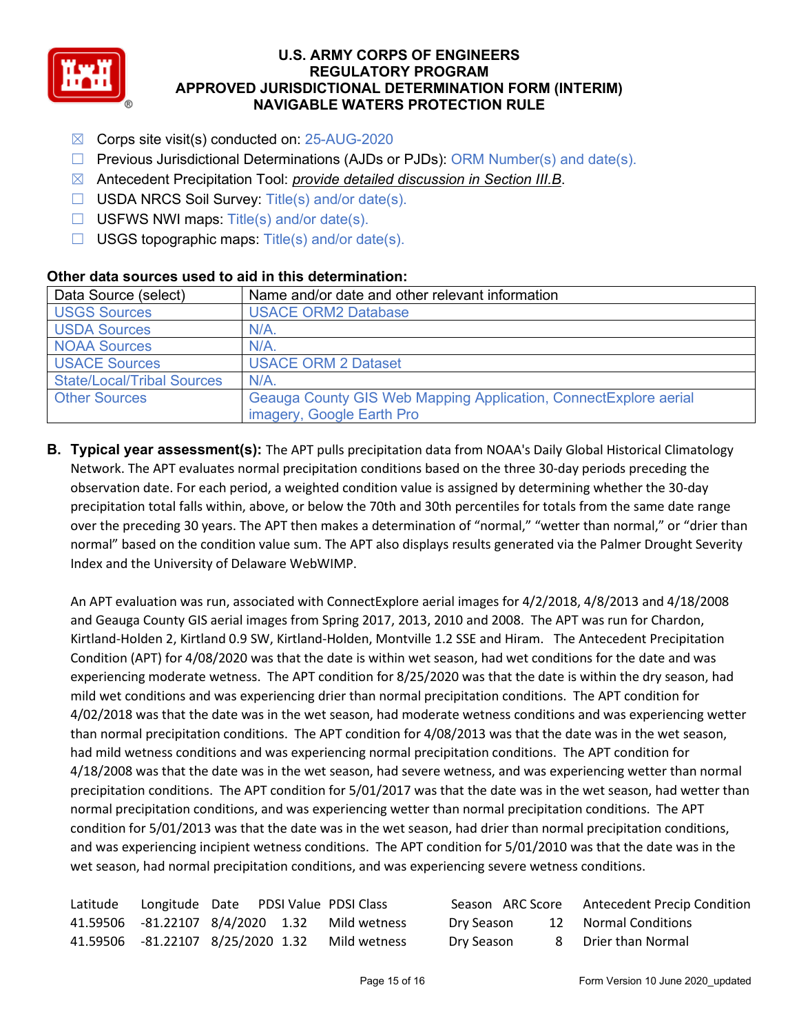- ☒ Corps site visit(s) conducted on: 25-AUG-2020
- ☐ Previous Jurisdictional Determinations (AJDs or PJDs): ORM Number(s) and date(s).
- ☒ Antecedent Precipitation Tool: *provide detailed discussion in Section III.B*.
- ☐ USDA NRCS Soil Survey: Title(s) and/or date(s).
- ☐ USFWS NWI maps: Title(s) and/or date(s).
- ☐ USGS topographic maps: Title(s) and/or date(s).

**Other data sources used to aid in this determination:**

| Data Source (select) | Name and/or date and other relevant information |
|---|---|
| USGS Sources | USACE ORM2 Database |
| USDA Sources | N/A. |
| NOAA Sources | N/A. |
| USACE Sources | USACE ORM 2 Dataset |
| State/Local/Tribal Sources | N/A. |
| Other Sources | Geauga County GIS Web Mapping Application, ConnectExplore aerial imagery, Google Earth Pro |

**B. Typical year assessment(s):** The APT pulls precipitation data from NOAA's Daily Global Historical Climatology Network. The APT evaluates normal precipitation conditions based on the three 30-day periods preceding the observation date. For each period, a weighted condition value is assigned by determining whether the 30-day precipitation total falls within, above, or below the 70th and 30th percentiles for totals from the same date range over the preceding 30 years. The APT then makes a determination of "normal," "wetter than normal," or "drier than normal" based on the condition value sum. The APT also displays results generated via the Palmer Drought Severity Index and the University of Delaware WebWIMP.

An APT evaluation was run, associated with ConnectExplore aerial images for 4/2/2018, 4/8/2013 and 4/18/2008 and Geauga County GIS aerial images from Spring 2017, 2013, 2010 and 2008. The APT was run for Chardon, Kirtland-Holden 2, Kirtland 0.9 SW, Kirtland-Holden, Montville 1.2 SSE and Hiram. The Antecedent Precipitation Condition (APT) for 4/08/2020 was that the date is within wet season, had wet conditions for the date and was experiencing moderate wetness. The APT condition for 8/25/2020 was that the date is within the dry season, had mild wet conditions and was experiencing drier than normal precipitation conditions. The APT condition for 4/02/2018 was that the date was in the wet season, had moderate wetness conditions and was experiencing wetter than normal precipitation conditions. The APT condition for 4/08/2013 was that the date was in the wet season, had mild wetness conditions and was experiencing normal precipitation conditions. The APT condition for 4/18/2008 was that the date was in the wet season, had severe wetness, and was experiencing wetter than normal precipitation conditions. The APT condition for 5/01/2017 was that the date was in the wet season, had wetter than normal precipitation conditions, and was experiencing wetter than normal precipitation conditions. The APT condition for 5/01/2013 was that the date was in the wet season, had drier than normal precipitation conditions, and was experiencing incipient wetness conditions. The APT condition for 5/01/2010 was that the date was in the wet season, had normal precipitation conditions, and was experiencing severe wetness conditions.

| Latitude | Longitude | Date | PDSI Value | PDSI Class | Season | ARC Score | Antecedent Precip Condition |
|---|---|---|---|---|---|---|---|
| 41.59506 | -81.22107 | 8/4/2020 | 1.32 | Mild wetness | Dry Season | 12 | Normal Conditions |
| 41.59506 | -81.22107 | 8/25/2020 | 1.32 | Mild wetness | Dry Season | 8 | Drier than Normal |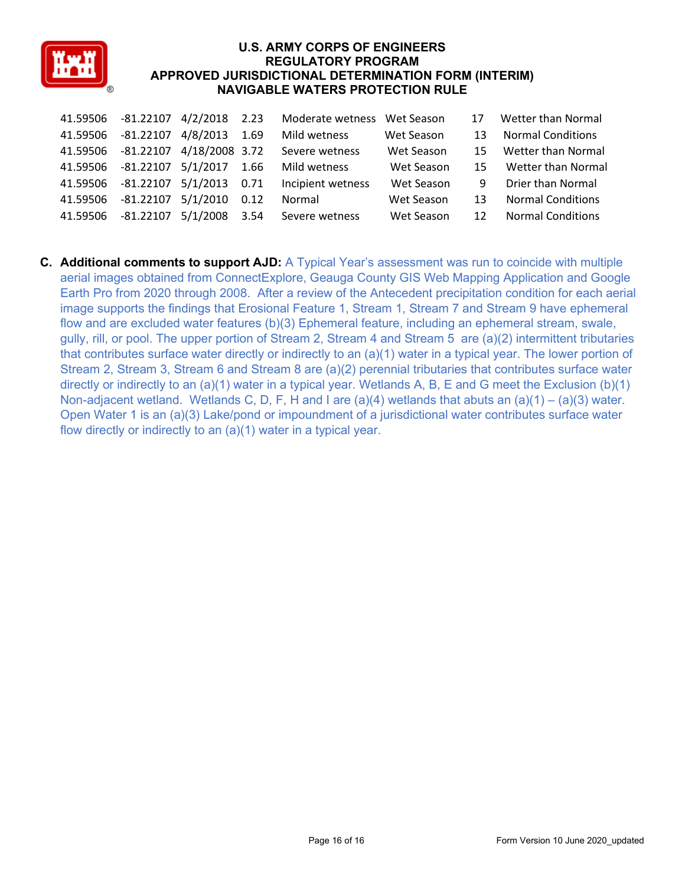| | | | | | | | |
|---|---|---|---|---|---|---|---|
| 41.59506 | -81.22107 | 4/2/2018 | 2.23 | Moderate wetness | Wet Season | 17 | Wetter than Normal |
| 41.59506 | -81.22107 | 4/8/2013 | 1.69 | Mild wetness | Wet Season | 13 | Normal Conditions |
| 41.59506 | -81.22107 | 4/18/2008 | 3.72 | Severe wetness | Wet Season | 15 | Wetter than Normal |
| 41.59506 | -81.22107 | 5/1/2017 | 1.66 | Mild wetness | Wet Season | 15 | Wetter than Normal |
| 41.59506 | -81.22107 | 5/1/2013 | 0.71 | Incipient wetness | Wet Season | 9 | Drier than Normal |
| 41.59506 | -81.22107 | 5/1/2010 | 0.12 | Normal | Wet Season | 13 | Normal Conditions |
| 41.59506 | -81.22107 | 5/1/2008 | 3.54 | Severe wetness | Wet Season | 12 | Normal Conditions |

C. **Additional comments to support AJD:** A Typical Year's assessment was run to coincide with multiple aerial images obtained from ConnectExplore, Geauga County GIS Web Mapping Application and Google Earth Pro from 2020 through 2008. After a review of the Antecedent precipitation condition for each aerial image supports the findings that Erosional Feature 1, Stream 1, Stream 7 and Stream 9 have ephemeral flow and are excluded water features (b)(3) Ephemeral feature, including an ephemeral stream, swale, gully, rill, or pool. The upper portion of Stream 2, Stream 4 and Stream 5 are (a)(2) intermittent tributaries that contributes surface water directly or indirectly to an (a)(1) water in a typical year. The lower portion of Stream 2, Stream 3, Stream 6 and Stream 8 are (a)(2) perennial tributaries that contributes surface water directly or indirectly to an (a)(1) water in a typical year. Wetlands A, B, E and G meet the Exclusion (b)(1) Non-adjacent wetland. Wetlands C, D, F, H and I are (a)(4) wetlands that abuts an (a)(1) – (a)(3) water. Open Water 1 is an (a)(3) Lake/pond or impoundment of a jurisdictional water contributes surface water flow directly or indirectly to an (a)(1) water in a typical year.